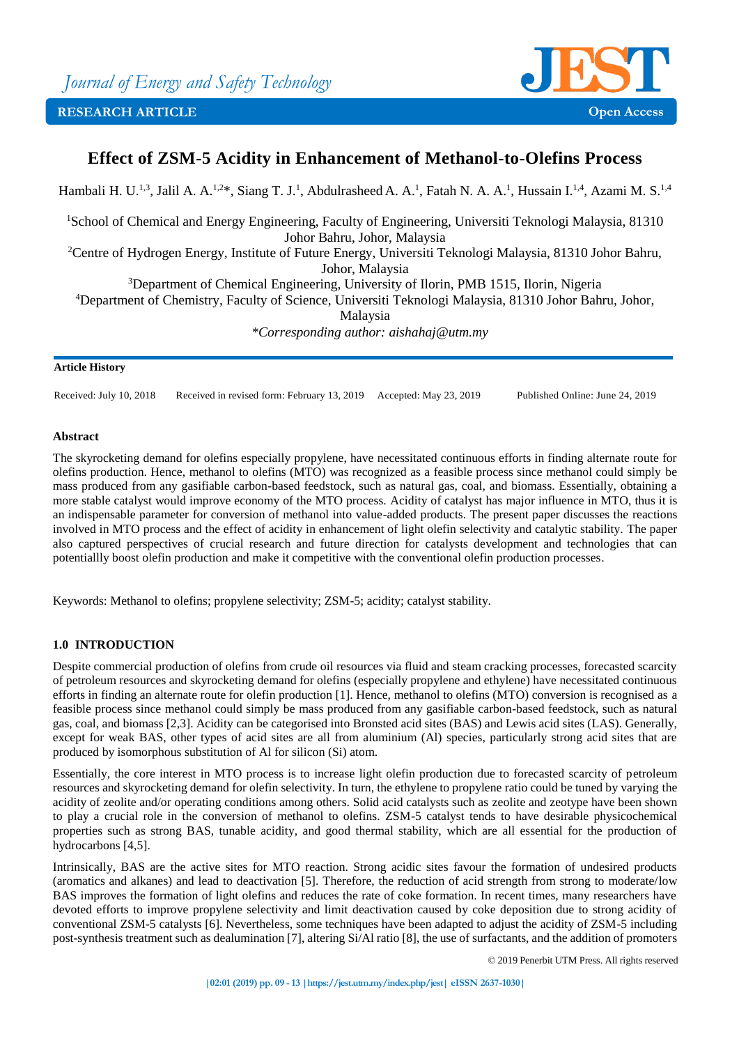# Effect of ZSM-5 Acidity in Enhancement of Methanol-to-Olefins Process

Hambali H. U.[1,3], Jalil A. A.[1,2]*, Siang T. J.[1], Abdulrasheed A. A.[1], Fatah N. A. A.[1], Hussain I.[1,4], Azami M. S.[1,4]

[1]School of Chemical and Energy Engineering, Faculty of Engineering, Universiti Teknologi Malaysia, 81310 Johor Bahru, Johor, Malaysia

[2]Centre of Hydrogen Energy, Institute of Future Energy, Universiti Teknologi Malaysia, 81310 Johor Bahru, Johor, Malaysia

[3]Department of Chemical Engineering, University of Ilorin, PMB 1515, Ilorin, Nigeria

[4]Department of Chemistry, Faculty of Science, Universiti Teknologi Malaysia, 81310 Johor Bahru, Johor, Malaysia

*Corresponding author: aishahaj@utm.my*

**Article History**

Received: July 10, 2018 Received in revised form: February 13, 2019 Accepted: May 23, 2019 Published Online: June 24, 2019

**Abstract**

The skyrocketing demand for olefins especially propylene, have necessitated continuous efforts in finding alternate route for olefins production. Hence, methanol to olefins (MTO) was recognized as a feasible process since methanol could simply be mass produced from any gasifiable carbon-based feedstock, such as natural gas, coal, and biomass. Essentially, obtaining a more stable catalyst would improve economy of the MTO process. Acidity of catalyst has major influence in MTO, thus it is an indispensable parameter for conversion of methanol into value-added products. The present paper discusses the reactions involved in MTO process and the effect of acidity in enhancement of light olefin selectivity and catalytic stability. The paper also captured perspectives of crucial research and future direction for catalysts development and technologies that can potentiallly boost olefin production and make it competitive with the conventional olefin production processes.

Keywords: Methanol to olefins; propylene selectivity; ZSM-5; acidity; catalyst stability.

## 1.0 INTRODUCTION

Despite commercial production of olefins from crude oil resources via fluid and steam cracking processes, forecasted scarcity of petroleum resources and skyrocketing demand for olefins (especially propylene and ethylene) have necessitated continuous efforts in finding an alternate route for olefin production [1]. Hence, methanol to olefins (MTO) conversion is recognised as a feasible process since methanol could simply be mass produced from any gasifiable carbon-based feedstock, such as natural gas, coal, and biomass [2,3]. Acidity can be categorised into Bronsted acid sites (BAS) and Lewis acid sites (LAS). Generally, except for weak BAS, other types of acid sites are all from aluminium (Al) species, particularly strong acid sites that are produced by isomorphous substitution of Al for silicon (Si) atom.

Essentially, the core interest in MTO process is to increase light olefin production due to forecasted scarcity of petroleum resources and skyrocketing demand for olefin selectivity. In turn, the ethylene to propylene ratio could be tuned by varying the acidity of zeolite and/or operating conditions among others. Solid acid catalysts such as zeolite and zeotype have been shown to play a crucial role in the conversion of methanol to olefins. ZSM-5 catalyst tends to have desirable physicochemical properties such as strong BAS, tunable acidity, and good thermal stability, which are all essential for the production of hydrocarbons [4,5].

Intrinsically, BAS are the active sites for MTO reaction. Strong acidic sites favour the formation of undesired products (aromatics and alkanes) and lead to deactivation [5]. Therefore, the reduction of acid strength from strong to moderate/low BAS improves the formation of light olefins and reduces the rate of coke formation. In recent times, many researchers have devoted efforts to improve propylene selectivity and limit deactivation caused by coke deposition due to strong acidity of conventional ZSM-5 catalysts [6]. Nevertheless, some techniques have been adapted to adjust the acidity of ZSM-5 including post-synthesis treatment such as dealumination [7], altering Si/Al ratio [8], the use of surfactants, and the addition of promoters

© 2019 Penerbit UTM Press. All rights reserved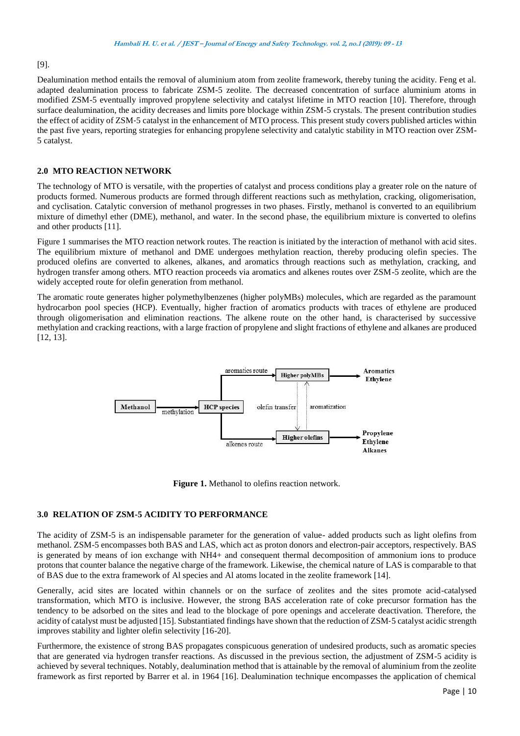[9].

Dealumination method entails the removal of aluminium atom from zeolite framework, thereby tuning the acidity. Feng et al. adapted dealumination process to fabricate ZSM-5 zeolite. The decreased concentration of surface aluminium atoms in modified ZSM-5 eventually improved propylene selectivity and catalyst lifetime in MTO reaction [10]. Therefore, through surface dealumination, the acidity decreases and limits pore blockage within ZSM-5 crystals. The present contribution studies the effect of acidity of ZSM-5 catalyst in the enhancement of MTO process. This present study covers published articles within the past five years, reporting strategies for enhancing propylene selectivity and catalytic stability in MTO reaction over ZSM-5 catalyst.

## 2.0 MTO REACTION NETWORK

The technology of MTO is versatile, with the properties of catalyst and process conditions play a greater role on the nature of products formed. Numerous products are formed through different reactions such as methylation, cracking, oligomerisation, and cyclisation. Catalytic conversion of methanol progresses in two phases. Firstly, methanol is converted to an equilibrium mixture of dimethyl ether (DME), methanol, and water. In the second phase, the equilibrium mixture is converted to olefins and other products [11].

Figure 1 summarises the MTO reaction network routes. The reaction is initiated by the interaction of methanol with acid sites. The equilibrium mixture of methanol and DME undergoes methylation reaction, thereby producing olefin species. The produced olefins are converted to alkenes, alkanes, and aromatics through reactions such as methylation, cracking, and hydrogen transfer among others. MTO reaction proceeds via aromatics and alkenes routes over ZSM-5 zeolite, which are the widely accepted route for olefin generation from methanol.

The aromatic route generates higher polymethylbenzenes (higher polyMBs) molecules, which are regarded as the paramount hydrocarbon pool species (HCP). Eventually, higher fraction of aromatics products with traces of ethylene are produced through oligomerisation and elimination reactions. The alkene route on the other hand, is characterised by successive methylation and cracking reactions, with a large fraction of propylene and slight fractions of ethylene and alkanes are produced [12, 13].

**Figure 1.** Methanol to olefins reaction network.

## 3.0 RELATION OF ZSM-5 ACIDITY TO PERFORMANCE

The acidity of ZSM-5 is an indispensable parameter for the generation of value- added products such as light olefins from methanol. ZSM-5 encompasses both BAS and LAS, which act as proton donors and electron-pair acceptors, respectively. BAS is generated by means of ion exchange with $NH_4^+$ and consequent thermal decomposition of ammonium ions to produce protons that counter balance the negative charge of the framework. Likewise, the chemical nature of LAS is comparable to that of BAS due to the extra framework of Al species and Al atoms located in the zeolite framework [14].

Generally, acid sites are located within channels or on the surface of zeolites and the sites promote acid-catalysed transformation, which MTO is inclusive. However, the strong BAS acceleration rate of coke precursor formation has the tendency to be adsorbed on the sites and lead to the blockage of pore openings and accelerate deactivation. Therefore, the acidity of catalyst must be adjusted [15]. Substantiated findings have shown that the reduction of ZSM-5 catalyst acidic strength improves stability and lighter olefin selectivity [16-20].

Furthermore, the existence of strong BAS propagates conspicuous generation of undesired products, such as aromatic species that are generated via hydrogen transfer reactions. As discussed in the previous section, the adjustment of ZSM-5 acidity is achieved by several techniques. Notably, dealumination method that is attainable by the removal of aluminium from the zeolite framework as first reported by Barrer et al. in 1964 [16]. Dealumination technique encompasses the application of chemical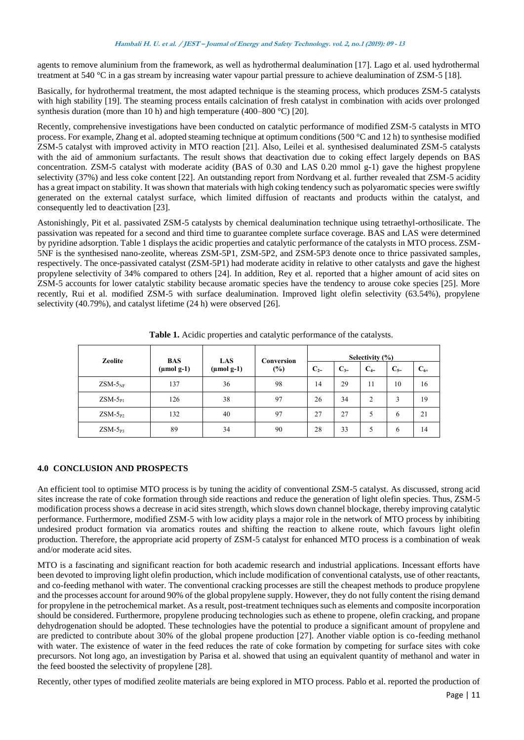agents to remove aluminium from the framework, as well as hydrothermal dealumination [17]. Lago et al. used hydrothermal treatment at 540 °C in a gas stream by increasing water vapour partial pressure to achieve dealumination of ZSM-5 [18].

Basically, for hydrothermal treatment, the most adapted technique is the steaming process, which produces ZSM-5 catalysts with high stability [19]. The steaming process entails calcination of fresh catalyst in combination with acids over prolonged synthesis duration (more than 10 h) and high temperature (400–800 °C) [20].

Recently, comprehensive investigations have been conducted on catalytic performance of modified ZSM-5 catalysts in MTO process. For example, Zhang et al. adopted steaming technique at optimum conditions (500 °C and 12 h) to synthesise modified ZSM-5 catalyst with improved activity in MTO reaction [21]. Also, Leilei et al. synthesised dealuminated ZSM-5 catalysts with the aid of ammonium surfactants. The result shows that deactivation due to coking effect largely depends on BAS concentration. ZSM-5 catalyst with moderate acidity (BAS of 0.30 and LAS 0.20 mmol g-1) gave the highest propylene selectivity (37%) and less coke content [22]. An outstanding report from Nordvang et al. further revealed that ZSM-5 acidity has a great impact on stability. It was shown that materials with high coking tendency such as polyaromatic species were swiftly generated on the external catalyst surface, which limited diffusion of reactants and products within the catalyst, and consequently led to deactivation [23].

Astonishingly, Pit et al. passivated ZSM-5 catalysts by chemical dealumination technique using tetraethyl-orthosilicate. The passivation was repeated for a second and third time to guarantee complete surface coverage. BAS and LAS were determined by pyridine adsorption. Table 1 displays the acidic properties and catalytic performance of the catalysts in MTO process. ZSM-5NF is the synthesised nano-zeolite, whereas ZSM-5P1, ZSM-5P2, and ZSM-5P3 denote once to thrice passivated samples, respectively. The once-passivated catalyst (ZSM-5P1) had moderate acidity in relative to other catalysts and gave the highest propylene selectivity of 34% compared to others [24]. In addition, Rey et al. reported that a higher amount of acid sites on ZSM-5 accounts for lower catalytic stability because aromatic species have the tendency to arouse coke species [25]. More recently, Rui et al. modified ZSM-5 with surface dealumination. Improved light olefin selectivity (63.54%), propylene selectivity (40.79%), and catalyst lifetime (24 h) were observed [26].

**Table 1.** Acidic properties and catalytic performance of the catalysts.

| Zeolite | BAS (µmol g-1) | LAS (µmol g-1) | Conversion (%) | Selectivity (%) | | | | |
|---|---|---|---|---|---|---|---|---|
| | | | | $C_{2=}$ | $C_{3=}$ | $C_{4=}$ | $C_{5=}$ | $C_{6+}$ |
| $ZSM\text{-}5_{NF}$ | 137 | 36 | 98 | 14 | 29 | 11 | 10 | 16 |
| $ZSM\text{-}5_{P1}$ | 126 | 38 | 97 | 26 | 34 | 2 | 3 | 19 |
| $ZSM\text{-}5_{P2}$ | 132 | 40 | 97 | 27 | 27 | 5 | 6 | 21 |
| $ZSM\text{-}5_{P3}$ | 89 | 34 | 90 | 28 | 33 | 5 | 6 | 14 |

## 4.0 CONCLUSION AND PROSPECTS

An efficient tool to optimise MTO process is by tuning the acidity of conventional ZSM-5 catalyst. As discussed, strong acid sites increase the rate of coke formation through side reactions and reduce the generation of light olefin species. Thus, ZSM-5 modification process shows a decrease in acid sites strength, which slows down channel blockage, thereby improving catalytic performance. Furthermore, modified ZSM-5 with low acidity plays a major role in the network of MTO process by inhibiting undesired product formation via aromatics routes and shifting the reaction to alkene route, which favours light olefin production. Therefore, the appropriate acid property of ZSM-5 catalyst for enhanced MTO process is a combination of weak and/or moderate acid sites.

MTO is a fascinating and significant reaction for both academic research and industrial applications. Incessant efforts have been devoted to improving light olefin production, which include modification of conventional catalysts, use of other reactants, and co-feeding methanol with water. The conventional cracking processes are still the cheapest methods to produce propylene and the processes account for around 90% of the global propylene supply. However, they do not fully content the rising demand for propylene in the petrochemical market. As a result, post-treatment techniques such as elements and composite incorporation should be considered. Furthermore, propylene producing technologies such as ethene to propene, olefin cracking, and propane dehydrogenation should be adopted. These technologies have the potential to produce a significant amount of propylene and are predicted to contribute about 30% of the global propene production [27]. Another viable option is co-feeding methanol with water. The existence of water in the feed reduces the rate of coke formation by competing for surface sites with coke precursors. Not long ago, an investigation by Parisa et al. showed that using an equivalent quantity of methanol and water in the feed boosted the selectivity of propylene [28].

Recently, other types of modified zeolite materials are being explored in MTO process. Pablo et al. reported the production of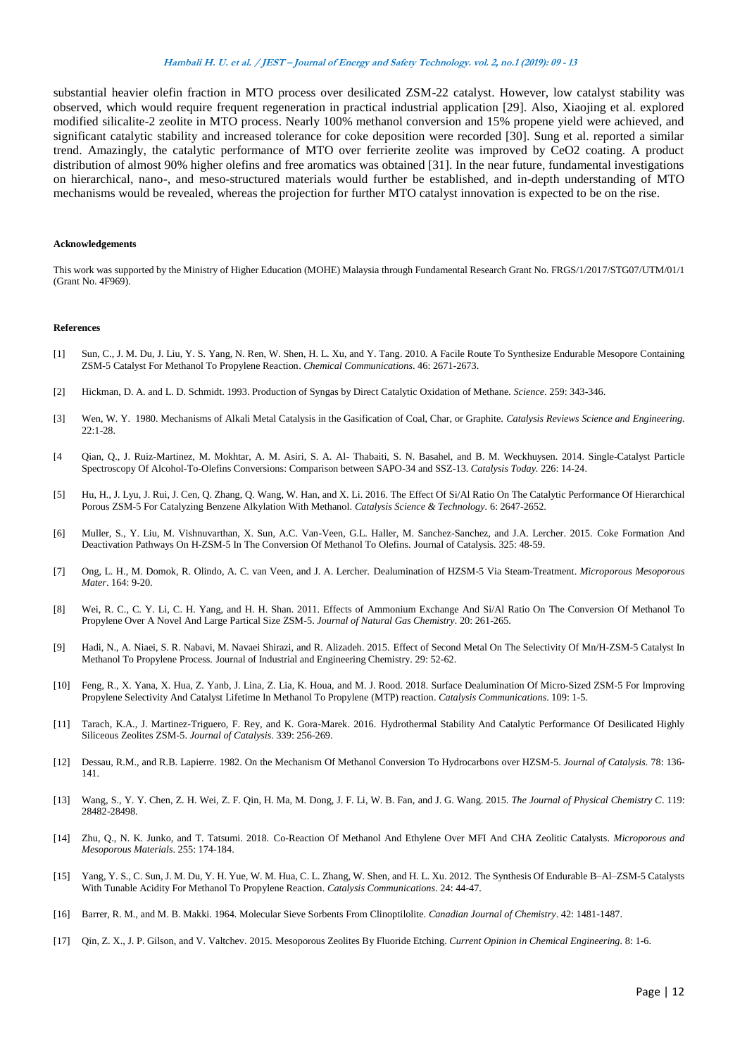substantial heavier olefin fraction in MTO process over desilicated ZSM-22 catalyst. However, low catalyst stability was observed, which would require frequent regeneration in practical industrial application [29]. Also, Xiaojing et al. explored modified silicalite-2 zeolite in MTO process. Nearly 100% methanol conversion and 15% propene yield were achieved, and significant catalytic stability and increased tolerance for coke deposition were recorded [30]. Sung et al. reported a similar trend. Amazingly, the catalytic performance of MTO over ferrierite zeolite was improved by CeO2 coating. A product distribution of almost 90% higher olefins and free aromatics was obtained [31]. In the near future, fundamental investigations on hierarchical, nano-, and meso-structured materials would further be established, and in-depth understanding of MTO mechanisms would be revealed, whereas the projection for further MTO catalyst innovation is expected to be on the rise.

#### Acknowledgements

This work was supported by the Ministry of Higher Education (MOHE) Malaysia through Fundamental Research Grant No. FRGS/1/2017/STG07/UTM/01/1 (Grant No. 4F969).

#### References

[1] Sun, C., J. M. Du, J. Liu, Y. S. Yang, N. Ren, W. Shen, H. L. Xu, and Y. Tang. 2010. A Facile Route To Synthesize Endurable Mesopore Containing ZSM-5 Catalyst For Methanol To Propylene Reaction. *Chemical Communications*. 46: 2671-2673.

[2] Hickman, D. A. and L. D. Schmidt. 1993. Production of Syngas by Direct Catalytic Oxidation of Methane. *Science*. 259: 343-346.

[3] Wen, W. Y. 1980. Mechanisms of Alkali Metal Catalysis in the Gasification of Coal, Char, or Graphite. *Catalysis Reviews Science and Engineering*. 22:1-28.

[4 Qian, Q., J. Ruiz-Martinez, M. Mokhtar, A. M. Asiri, S. A. Al- Thabaiti, S. N. Basahel, and B. M. Weckhuysen. 2014. Single-Catalyst Particle Spectroscopy Of Alcohol-To-Olefins Conversions: Comparison between SAPO-34 and SSZ-13. *Catalysis Today*. 226: 14-24.

[5] Hu, H., J. Lyu, J. Rui, J. Cen, Q. Zhang, Q. Wang, W. Han, and X. Li. 2016. The Effect Of Si/Al Ratio On The Catalytic Performance Of Hierarchical Porous ZSM-5 For Catalyzing Benzene Alkylation With Methanol. *Catalysis Science & Technology*. 6: 2647-2652.

[6] Muller, S., Y. Liu, M. Vishnuvarthan, X. Sun, A.C. Van-Veen, G.L. Haller, M. Sanchez-Sanchez, and J.A. Lercher. 2015. Coke Formation And Deactivation Pathways On H-ZSM-5 In The Conversion Of Methanol To Olefins. Journal of Catalysis. 325: 48-59.

[7] Ong, L. H., M. Domok, R. Olindo, A. C. van Veen, and J. A. Lercher. Dealumination of HZSM-5 Via Steam-Treatment. *Microporous Mesoporous Mater*. 164: 9-20.

[8] Wei, R. C., C. Y. Li, C. H. Yang, and H. H. Shan. 2011. Effects of Ammonium Exchange And Si/Al Ratio On The Conversion Of Methanol To Propylene Over A Novel And Large Partical Size ZSM-5. *Journal of Natural Gas Chemistry*. 20: 261-265.

[9] Hadi, N., A. Niaei, S. R. Nabavi, M. Navaei Shirazi, and R. Alizadeh. 2015. Effect of Second Metal On The Selectivity Of Mn/H-ZSM-5 Catalyst In Methanol To Propylene Process. Journal of Industrial and Engineering Chemistry. 29: 52-62.

[10] Feng, R., X. Yana, X. Hua, Z. Yanb, J. Lina, Z. Lia, K. Houa, and M. J. Rood. 2018. Surface Dealumination Of Micro-Sized ZSM-5 For Improving Propylene Selectivity And Catalyst Lifetime In Methanol To Propylene (MTP) reaction. *Catalysis Communications*. 109: 1-5.

[11] Tarach, K.A., J. Martinez-Triguero, F. Rey, and K. Gora-Marek. 2016. Hydrothermal Stability And Catalytic Performance Of Desilicated Highly Siliceous Zeolites ZSM-5. *Journal of Catalysis*. 339: 256-269.

[12] Dessau, R.M., and R.B. Lapierre. 1982. On the Mechanism Of Methanol Conversion To Hydrocarbons over HZSM-5. *Journal of Catalysis*. 78: 136-141.

[13] Wang, S., Y. Y. Chen, Z. H. Wei, Z. F. Qin, H. Ma, M. Dong, J. F. Li, W. B. Fan, and J. G. Wang. 2015. *The Journal of Physical Chemistry C*. 119: 28482-28498.

[14] Zhu, Q., N. K. Junko, and T. Tatsumi. 2018. Co-Reaction Of Methanol And Ethylene Over MFI And CHA Zeolitic Catalysts. *Microporous and Mesoporous Materials*. 255: 174-184.

[15] Yang, Y. S., C. Sun, J. M. Du, Y. H. Yue, W. M. Hua, C. L. Zhang, W. Shen, and H. L. Xu. 2012. The Synthesis Of Endurable B–Al–ZSM-5 Catalysts With Tunable Acidity For Methanol To Propylene Reaction. *Catalysis Communications*. 24: 44-47.

[16] Barrer, R. M., and M. B. Makki. 1964. Molecular Sieve Sorbents From Clinoptilolite. *Canadian Journal of Chemistry*. 42: 1481-1487.

[17] Qin, Z. X., J. P. Gilson, and V. Valtchev. 2015. Mesoporous Zeolites By Fluoride Etching. *Current Opinion in Chemical Engineering*. 8: 1-6.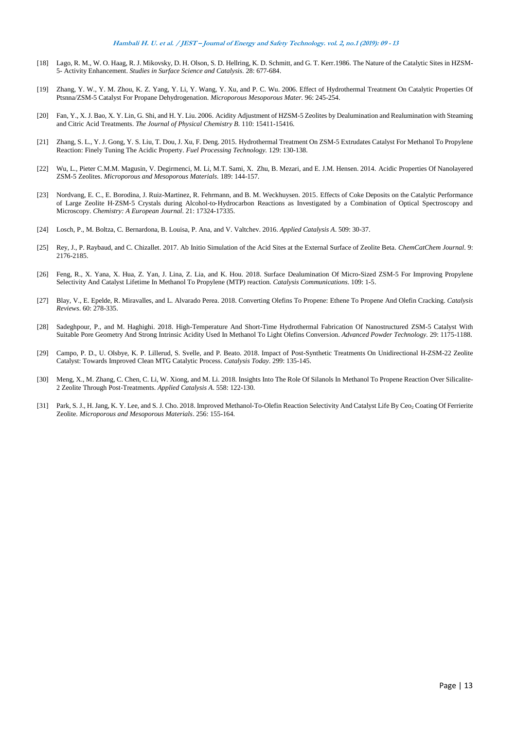[18] Lago, R. M., W. O. Haag, R. J. Mikovsky, D. H. Olson, S. D. Hellring, K. D. Schmitt, and G. T. Kerr.1986. The Nature of the Catalytic Sites in HZSM-5- Activity Enhancement. *Studies in Surface Science and Catalysis.* 28: 677-684.

[19] Zhang, Y. W., Y. M. Zhou, K. Z. Yang, Y. Li, Y. Wang, Y. Xu, and P. C. Wu. 2006. Effect of Hydrothermal Treatment On Catalytic Properties Of Ptsnna/ZSM-5 Catalyst For Propane Dehydrogenation. *Microporous Mesoporous Mater.* 96: 245-254.

[20] Fan, Y., X. J. Bao, X. Y. Lin, G. Shi, and H. Y. Liu. 2006. Acidity Adjustment of HZSM-5 Zeolites by Dealumination and Realumination with Steaming and Citric Acid Treatments. *The Journal of Physical Chemistry B.* 110: 15411-15416.

[21] Zhang, S. L., Y. J. Gong, Y. S. Liu, T. Dou, J. Xu, F. Deng. 2015. Hydrothermal Treatment On ZSM-5 Extrudates Catalyst For Methanol To Propylene Reaction: Finely Tuning The Acidic Property. *Fuel Processing Technology.* 129: 130-138.

[22] Wu, L., Pieter C.M.M. Magusin, V. Degirmenci, M. Li, M.T. Sami, X. Zhu, B. Mezari, and E. J.M. Hensen. 2014. Acidic Properties Of Nanolayered ZSM-5 Zeolites. *Microporous and Mesoporous Materials.* 189: 144-157.

[23] Nordvang, E. C., E. Borodina, J. Ruiz-Martinez, R. Fehrmann, and B. M. Weckhuysen. 2015. Effects of Coke Deposits on the Catalytic Performance of Large Zeolite H-ZSM-5 Crystals during Alcohol-to-Hydrocarbon Reactions as Investigated by a Combination of Optical Spectroscopy and Microscopy. *Chemistry: A European Journal.* 21: 17324-17335.

[24] Losch, P., M. Boltza, C. Bernardona, B. Louisa, P. Ana, and V. Valtchev. 2016. *Applied Catalysis A*. 509: 30-37.

[25] Rey, J., P. Raybaud, and C. Chizallet. 2017. Ab Initio Simulation of the Acid Sites at the External Surface of Zeolite Beta. *ChemCatChem Journal*. 9: 2176-2185.

[26] Feng, R., X. Yana, X. Hua, Z. Yan, J. Lina, Z. Lia, and K. Hou. 2018. Surface Dealumination Of Micro-Sized ZSM-5 For Improving Propylene Selectivity And Catalyst Lifetime In Methanol To Propylene (MTP) reaction. *Catalysis Communications*. 109: 1-5.

[27] Blay, V., E. Epelde, R. Miravalles, and L. Alvarado Perea. 2018. Converting Olefins To Propene: Ethene To Propene And Olefin Cracking. *Catalysis Reviews*. 60: 278-335.

[28] Sadeghpour, P., and M. Haghighi. 2018. High-Temperature And Short-Time Hydrothermal Fabrication Of Nanostructured ZSM-5 Catalyst With Suitable Pore Geometry And Strong Intrinsic Acidity Used In Methanol To Light Olefins Conversion. *Advanced Powder Technology*. 29: 1175-1188.

[29] Campo, P. D., U. Olsbye, K. P. Lillerud, S. Svelle, and P. Beato. 2018. Impact of Post-Synthetic Treatments On Unidirectional H-ZSM-22 Zeolite Catalyst: Towards Improved Clean MTG Catalytic Process. *Catalysis Today*. 299: 135-145.

[30] Meng, X., M. Zhang, C. Chen, C. Li, W. Xiong, and M. Li. 2018. Insights Into The Role Of Silanols In Methanol To Propene Reaction Over Silicalite-2 Zeolite Through Post-Treatments. *Applied Catalysis A*. 558: 122-130.

[31] Park, S. J., H. Jang, K. Y. Lee, and S. J. Cho. 2018. Improved Methanol-To-Olefin Reaction Selectivity And Catalyst Life By $Ceo_2$ Coating Of Ferrierite Zeolite. *Microporous and Mesoporous Materials*. 256: 155-164.